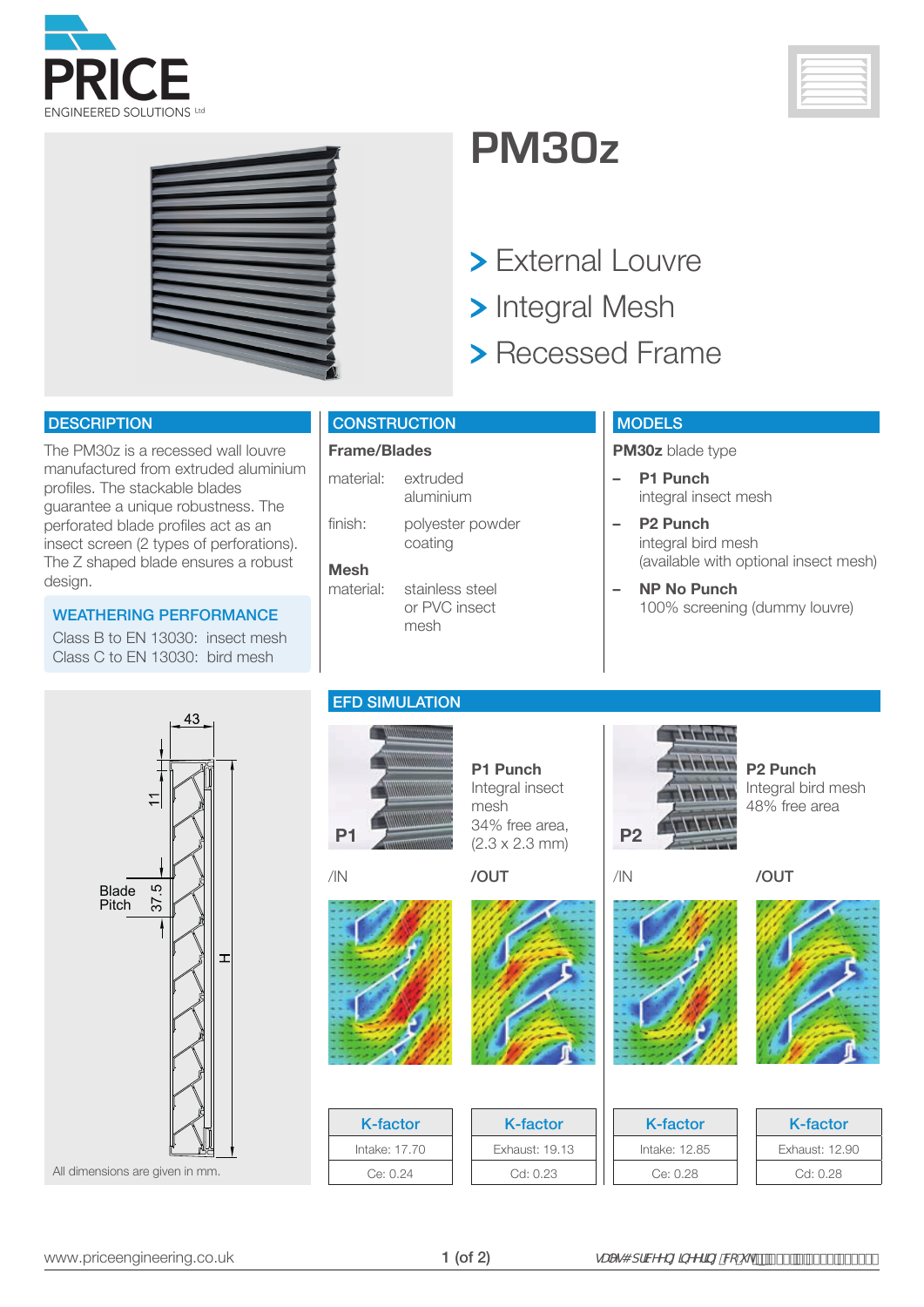PRICE

ENGINEERED SOLUTIONS Ltd

# PM30z

> External Louvre
> Integral Mesh
> Recessed Frame

## DESCRIPTION

The PM30z is a recessed wall louvre manufactured from extruded aluminium profiles. The stackable blades guarantee a unique robustness. The perforated blade profiles act as an insect screen (2 types of perforations). The Z shaped blade ensures a robust design.

### WEATHERING PERFORMANCE

Class B to EN 13030: insect mesh
Class C to EN 13030: bird mesh

## CONSTRUCTION

**Frame/Blades**

| | |
|---|---|
| material: | extruded aluminium |
| finish: | polyester powder coating |

**Mesh**

| | |
|---|---|
| material: | stainless steel or PVC insect mesh |

## MODELS

**PM30z** blade type

- **P1 Punch**
  integral insect mesh
- **P2 Punch**
  integral bird mesh
  (available with optional insect mesh)
- **NP No Punch**
  100% screening (dummy louvre)

43

11

Blade Pitch 37.5

H

All dimensions are given in mm.

## EFD SIMULATION

**P1 Punch**
Integral insect mesh
34% free area, (2.3 x 2.3 mm)

P1

/IN /OUT

**P2 Punch**
Integral bird mesh
48% free area

P2

/IN /OUT

| K-factor | K-factor | K-factor | K-factor |
|---|---|---|---|
| Intake: 17.70 | Exhaust: 19.13 | Intake: 12.85 | Exhaust: 12.90 |
| Ce: 0.24 | Cd: 0.23 | Ce: 0.28 | Cd: 0.28 |

www.priceengineering.co.uk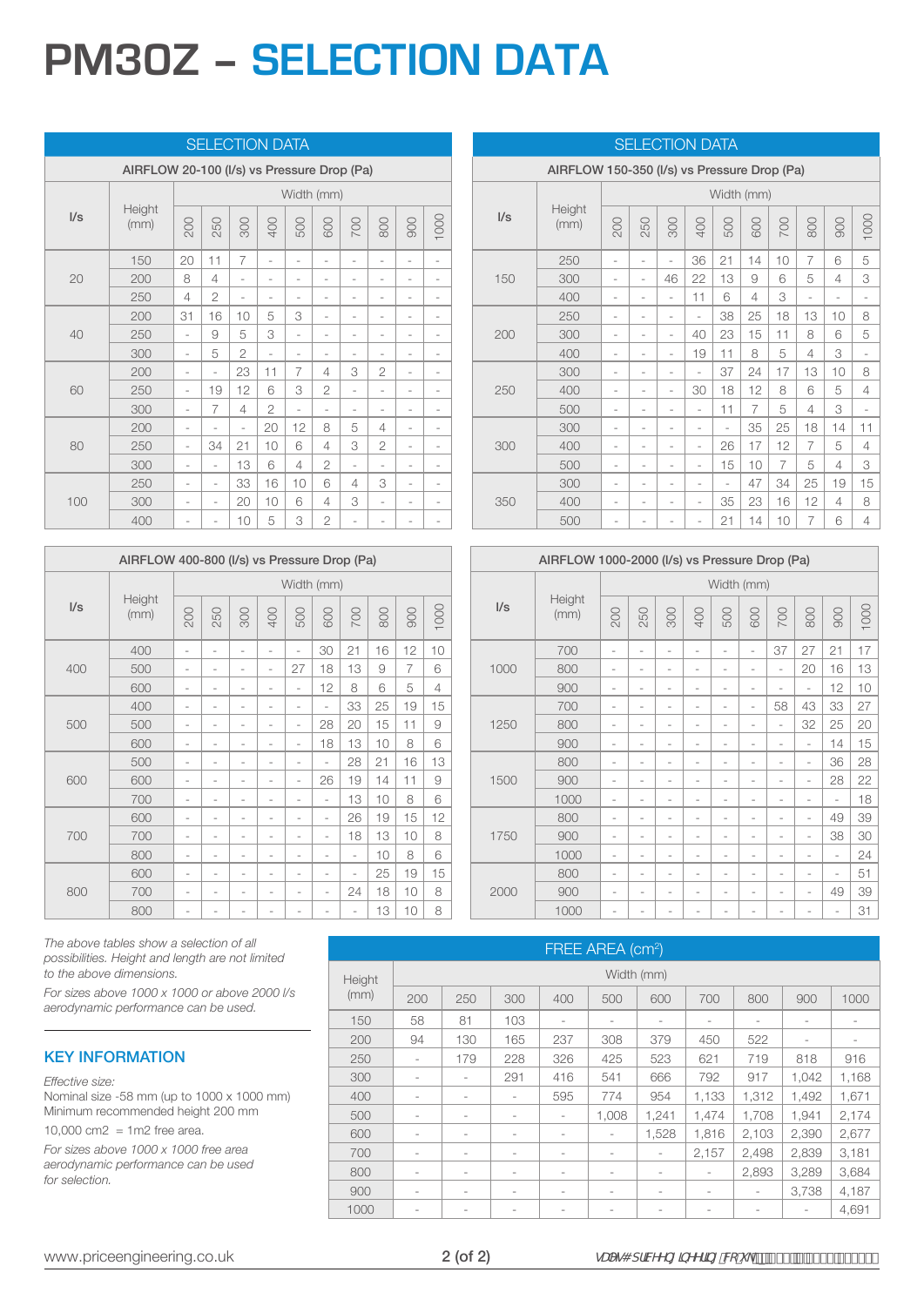# PM30Z – SELECTION DATA

## SELECTION DATA

### AIRFLOW 20-100 (l/s) vs Pressure Drop (Pa)

| l/s | Height (mm) | Width (mm) | | | | | | | | | |
|---|---|---|---|---|---|---|---|---|---|---|---|
| | | 200 | 250 | 300 | 400 | 500 | 600 | 700 | 800 | 900 | 1000 |
| 20 | 150 | 20 | 11 | 7 | - | - | - | - | - | - | - |
| | 200 | 8 | 4 | - | - | - | - | - | - | - | - |
| | 250 | 4 | 2 | - | - | - | - | - | - | - | - |
| 40 | 200 | 31 | 16 | 10 | 5 | 3 | - | - | - | - | - |
| | 250 | - | 9 | 5 | 3 | - | - | - | - | - | - |
| | 300 | - | 5 | 2 | - | - | - | - | - | - | - |
| 60 | 200 | - | - | 23 | 11 | 7 | 4 | 3 | 2 | - | - |
| | 250 | - | 19 | 12 | 6 | 3 | 2 | - | - | - | - |
| | 300 | - | 7 | 4 | 2 | - | - | - | - | - | - |
| 80 | 200 | - | - | - | 20 | 12 | 8 | 5 | 4 | - | - |
| | 250 | - | 34 | 21 | 10 | 6 | 4 | 3 | 2 | - | - |
| | 300 | - | - | 13 | 6 | 4 | 2 | - | - | - | - |
| 100 | 250 | - | - | 33 | 16 | 10 | 6 | 4 | 3 | - | - |
| | 300 | - | - | 20 | 10 | 6 | 4 | 3 | - | - | - |
| | 400 | - | - | 10 | 5 | 3 | 2 | - | - | - | - |

## SELECTION DATA

### AIRFLOW 150-350 (l/s) vs Pressure Drop (Pa)

| l/s | Height (mm) | Width (mm) | | | | | | | | | |
|---|---|---|---|---|---|---|---|---|---|---|---|
| | | 200 | 250 | 300 | 400 | 500 | 600 | 700 | 800 | 900 | 1000 |
| 150 | 250 | - | - | - | 36 | 21 | 14 | 10 | 7 | 6 | 5 |
| | 300 | - | - | 46 | 22 | 13 | 9 | 6 | 5 | 4 | 3 |
| | 400 | - | - | - | 11 | 6 | 4 | 3 | - | - | - |
| 200 | 250 | - | - | - | - | 38 | 25 | 18 | 13 | 10 | 8 |
| | 300 | - | - | - | 40 | 23 | 15 | 11 | 8 | 6 | 5 |
| | 400 | - | - | - | 19 | 11 | 8 | 5 | 4 | 3 | - |
| 250 | 300 | - | - | - | - | 37 | 24 | 17 | 13 | 10 | 8 |
| | 400 | - | - | - | 30 | 18 | 12 | 8 | 6 | 5 | 4 |
| | 500 | - | - | - | - | 11 | 7 | 5 | 4 | 3 | - |
| 300 | 300 | - | - | - | - | - | 35 | 25 | 18 | 14 | 11 |
| | 400 | - | - | - | - | 26 | 17 | 12 | 7 | 5 | 4 |
| | 500 | - | - | - | - | 15 | 10 | 7 | 5 | 4 | 3 |
| 350 | 300 | - | - | - | - | - | 47 | 34 | 25 | 19 | 15 |
| | 400 | - | - | - | - | 35 | 23 | 16 | 12 | 4 | 8 |
| | 500 | - | - | - | - | 21 | 14 | 10 | 7 | 6 | 4 |

### AIRFLOW 400-800 (l/s) vs Pressure Drop (Pa)

| l/s | Height (mm) | Width (mm) | | | | | | | | | |
|---|---|---|---|---|---|---|---|---|---|---|---|
| | | 200 | 250 | 300 | 400 | 500 | 600 | 700 | 800 | 900 | 1000 |
| 400 | 400 | - | - | - | - | - | 30 | 21 | 16 | 12 | 10 |
| | 500 | - | - | - | - | 27 | 18 | 13 | 9 | 7 | 6 |
| | 600 | - | - | - | - | - | 12 | 8 | 6 | 5 | 4 |
| 500 | 400 | - | - | - | - | - | - | 33 | 25 | 19 | 15 |
| | 500 | - | - | - | - | - | 28 | 20 | 15 | 11 | 9 |
| | 600 | - | - | - | - | - | 18 | 13 | 10 | 8 | 6 |
| 600 | 500 | - | - | - | - | - | - | 28 | 21 | 16 | 13 |
| | 600 | - | - | - | - | - | 26 | 19 | 14 | 11 | 9 |
| | 700 | - | - | - | - | - | - | 13 | 10 | 8 | 6 |
| 700 | 600 | - | - | - | - | - | - | 26 | 19 | 15 | 12 |
| | 700 | - | - | - | - | - | - | 18 | 13 | 10 | 8 |
| | 800 | - | - | - | - | - | - | - | 10 | 8 | 6 |
| 800 | 600 | - | - | - | - | - | - | - | 25 | 19 | 15 |
| | 700 | - | - | - | - | - | - | 24 | 18 | 10 | 8 |
| | 800 | - | - | - | - | - | - | - | 13 | 10 | 8 |

### AIRFLOW 1000-2000 (l/s) vs Pressure Drop (Pa)

| l/s | Height (mm) | Width (mm) | | | | | | | | | |
|---|---|---|---|---|---|---|---|---|---|---|---|
| | | 200 | 250 | 300 | 400 | 500 | 600 | 700 | 800 | 900 | 1000 |
| 1000 | 700 | - | - | - | - | - | - | 37 | 27 | 21 | 17 |
| | 800 | - | - | - | - | - | - | - | 20 | 16 | 13 |
| | 900 | - | - | - | - | - | - | - | - | 12 | 10 |
| 1250 | 700 | - | - | - | - | - | - | 58 | 43 | 33 | 27 |
| | 800 | - | - | - | - | - | - | - | 32 | 25 | 20 |
| | 900 | - | - | - | - | - | - | - | - | 14 | 15 |
| 1500 | 800 | - | - | - | - | - | - | - | - | 36 | 28 |
| | 900 | - | - | - | - | - | - | - | - | 28 | 22 |
| | 1000 | - | - | - | - | - | - | - | - | - | 18 |
| 1750 | 800 | - | - | - | - | - | - | - | - | 49 | 39 |
| | 900 | - | - | - | - | - | - | - | - | 38 | 30 |
| | 1000 | - | - | - | - | - | - | - | - | - | 24 |
| 2000 | 800 | - | - | - | - | - | - | - | - | - | 51 |
| | 900 | - | - | - | - | - | - | - | - | 49 | 39 |
| | 1000 | - | - | - | - | - | - | - | - | - | 31 |

*The above tables show a selection of all possibilities. Height and length are not limited to the above dimensions.*

*For sizes above 1000 x 1000 or above 2000 l/s aerodynamic performance can be used.*

## KEY INFORMATION

*Effective size:*
Nominal size -58 mm (up to 1000 x 1000 mm)
Minimum recommended height 200 mm

10,000 cm2 = 1m2 free area.

*For sizes above 1000 x 1000 free area aerodynamic performance can be used for selection.*

## FREE AREA (cm$^2$)

| Height (mm) | Width (mm) | | | | | | | | | |
|---|---|---|---|---|---|---|---|---|---|---|
| | 200 | 250 | 300 | 400 | 500 | 600 | 700 | 800 | 900 | 1000 |
| 150 | 58 | 81 | 103 | - | - | - | - | - | - | - |
| 200 | 94 | 130 | 165 | 237 | 308 | 379 | 450 | 522 | - | - |
| 250 | - | 179 | 228 | 326 | 425 | 523 | 621 | 719 | 818 | 916 |
| 300 | - | - | 291 | 416 | 541 | 666 | 792 | 917 | 1,042 | 1,168 |
| 400 | - | - | - | 595 | 774 | 954 | 1,133 | 1,312 | 1,492 | 1,671 |
| 500 | - | - | - | - | 1,008 | 1,241 | 1,474 | 1,708 | 1,941 | 2,174 |
| 600 | - | - | - | - | - | 1,528 | 1,816 | 2,103 | 2,390 | 2,677 |
| 700 | - | - | - | - | - | - | 2,157 | 2,498 | 2,839 | 3,181 |
| 800 | - | - | - | - | - | - | - | 2,893 | 3,289 | 3,684 |
| 900 | - | - | - | - | - | - | - | - | 3,738 | 4,187 |
| 1000 | - | - | - | - | - | - | - | - | - | 4,691 |